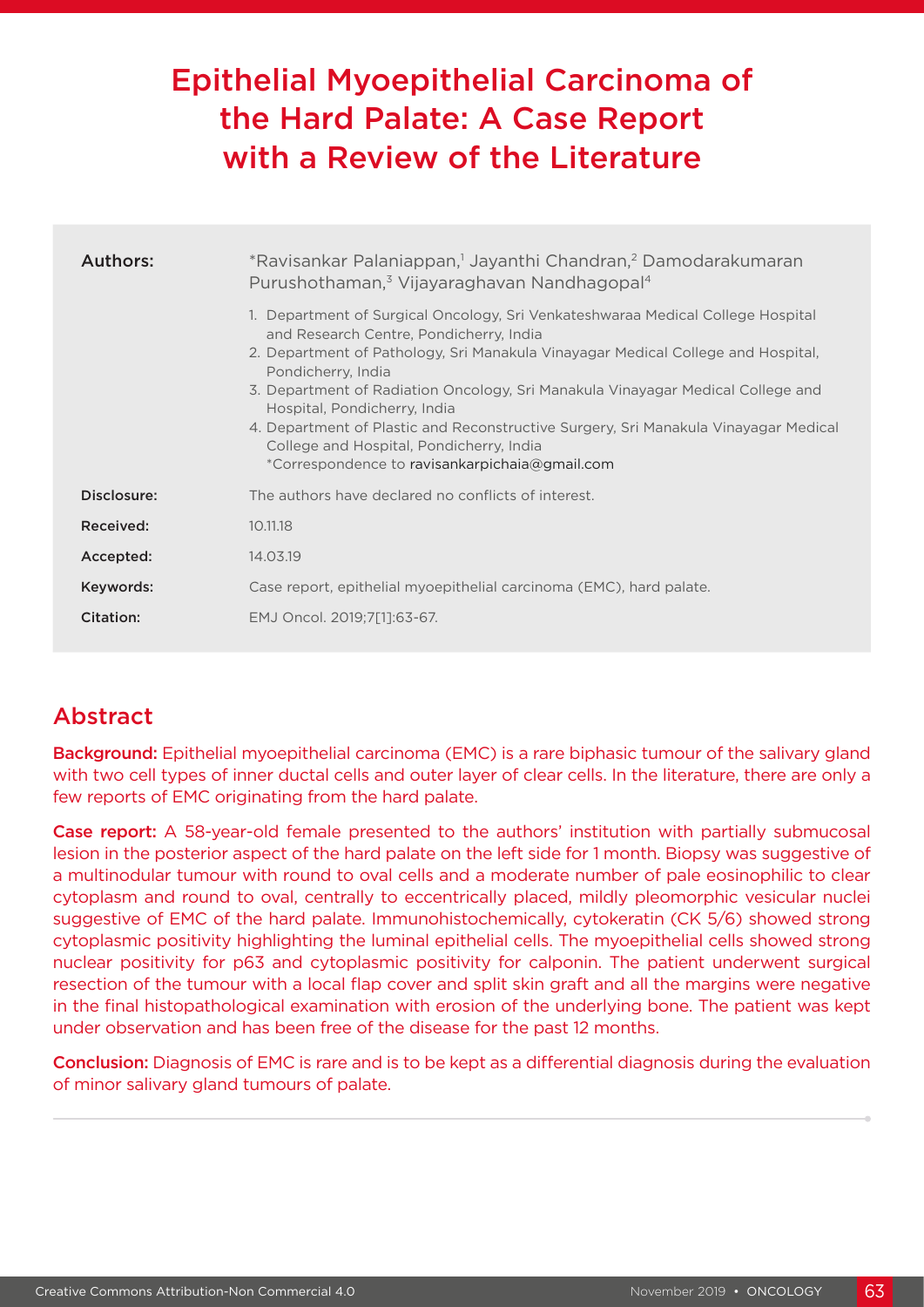# Epithelial Myoepithelial Carcinoma of the Hard Palate: A Case Report with a Review of the Literature

| | |
|---|---|
| **Authors:** | *Ravisankar Palaniappan,[1] Jayanthi Chandran,[2] Damodarakumaran Purushothaman,[3] Vijayaraghavan Nandhagopal[4]<br>1. Department of Surgical Oncology, Sri Venkateshwaraa Medical College Hospital and Research Centre, Pondicherry, India<br>2. Department of Pathology, Sri Manakula Vinayagar Medical College and Hospital, Pondicherry, India<br>3. Department of Radiation Oncology, Sri Manakula Vinayagar Medical College and Hospital, Pondicherry, India<br>4. Department of Plastic and Reconstructive Surgery, Sri Manakula Vinayagar Medical College and Hospital, Pondicherry, India<br>*Correspondence to ravisankarpichaia@gmail.com |
| **Disclosure:** | The authors have declared no conflicts of interest. |
| **Received:** | 10.11.18 |
| **Accepted:** | 14.03.19 |
| **Keywords:** | Case report, epithelial myoepithelial carcinoma (EMC), hard palate. |
| **Citation:** | EMJ Oncol. 2019;7[1]:63-67. |

## Abstract

**Background:** Epithelial myoepithelial carcinoma (EMC) is a rare biphasic tumour of the salivary gland with two cell types of inner ductal cells and outer layer of clear cells. In the literature, there are only a few reports of EMC originating from the hard palate.

**Case report:** A 58-year-old female presented to the authors' institution with partially submucosal lesion in the posterior aspect of the hard palate on the left side for 1 month. Biopsy was suggestive of a multinodular tumour with round to oval cells and a moderate number of pale eosinophilic to clear cytoplasm and round to oval, centrally to eccentrically placed, mildly pleomorphic vesicular nuclei suggestive of EMC of the hard palate. Immunohistochemically, cytokeratin (CK 5/6) showed strong cytoplasmic positivity highlighting the luminal epithelial cells. The myoepithelial cells showed strong nuclear positivity for p63 and cytoplasmic positivity for calponin. The patient underwent surgical resection of the tumour with a local flap cover and split skin graft and all the margins were negative in the final histopathological examination with erosion of the underlying bone. The patient was kept under observation and has been free of the disease for the past 12 months.

**Conclusion:** Diagnosis of EMC is rare and is to be kept as a differential diagnosis during the evaluation of minor salivary gland tumours of palate.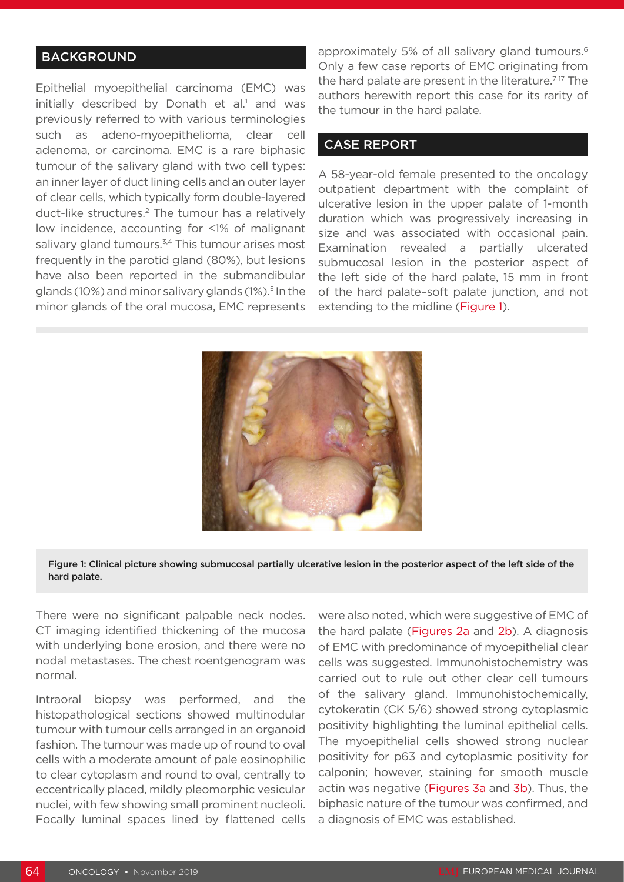## BACKGROUND

Epithelial myoepithelial carcinoma (EMC) was initially described by Donath et al.[1] and was previously referred to with various terminologies such as adeno-myoepithelioma, clear cell adenoma, or carcinoma. EMC is a rare biphasic tumour of the salivary gland with two cell types: an inner layer of duct lining cells and an outer layer of clear cells, which typically form double-layered duct-like structures.[2] The tumour has a relatively low incidence, accounting for <1% of malignant salivary gland tumours.[3,4] This tumour arises most frequently in the parotid gland (80%), but lesions have also been reported in the submandibular glands (10%) and minor salivary glands (1%).[5] In the minor glands of the oral mucosa, EMC represents approximately 5% of all salivary gland tumours.[6] Only a few case reports of EMC originating from the hard palate are present in the literature.[7-17] The authors herewith report this case for its rarity of the tumour in the hard palate.

## CASE REPORT

A 58-year-old female presented to the oncology outpatient department with the complaint of ulcerative lesion in the upper palate of 1-month duration which was progressively increasing in size and was associated with occasional pain. Examination revealed a partially ulcerated submucosal lesion in the posterior aspect of the left side of the hard palate, 15 mm in front of the hard palate–soft palate junction, and not extending to the midline (Figure 1).

**Figure 1: Clinical picture showing submucosal partially ulcerative lesion in the posterior aspect of the left side of the hard palate.**

There were no significant palpable neck nodes. CT imaging identified thickening of the mucosa with underlying bone erosion, and there were no nodal metastases. The chest roentgenogram was normal.

Intraoral biopsy was performed, and the histopathological sections showed multinodular tumour with tumour cells arranged in an organoid fashion. The tumour was made up of round to oval cells with a moderate amount of pale eosinophilic to clear cytoplasm and round to oval, centrally to eccentrically placed, mildly pleomorphic vesicular nuclei, with few showing small prominent nucleoli. Focally luminal spaces lined by flattened cells were also noted, which were suggestive of EMC of the hard palate (Figures 2a and 2b). A diagnosis of EMC with predominance of myoepithelial clear cells was suggested. Immunohistochemistry was carried out to rule out other clear cell tumours of the salivary gland. Immunohistochemically, cytokeratin (CK 5/6) showed strong cytoplasmic positivity highlighting the luminal epithelial cells. The myoepithelial cells showed strong nuclear positivity for p63 and cytoplasmic positivity for calponin; however, staining for smooth muscle actin was negative (Figures 3a and 3b). Thus, the biphasic nature of the tumour was confirmed, and a diagnosis of EMC was established.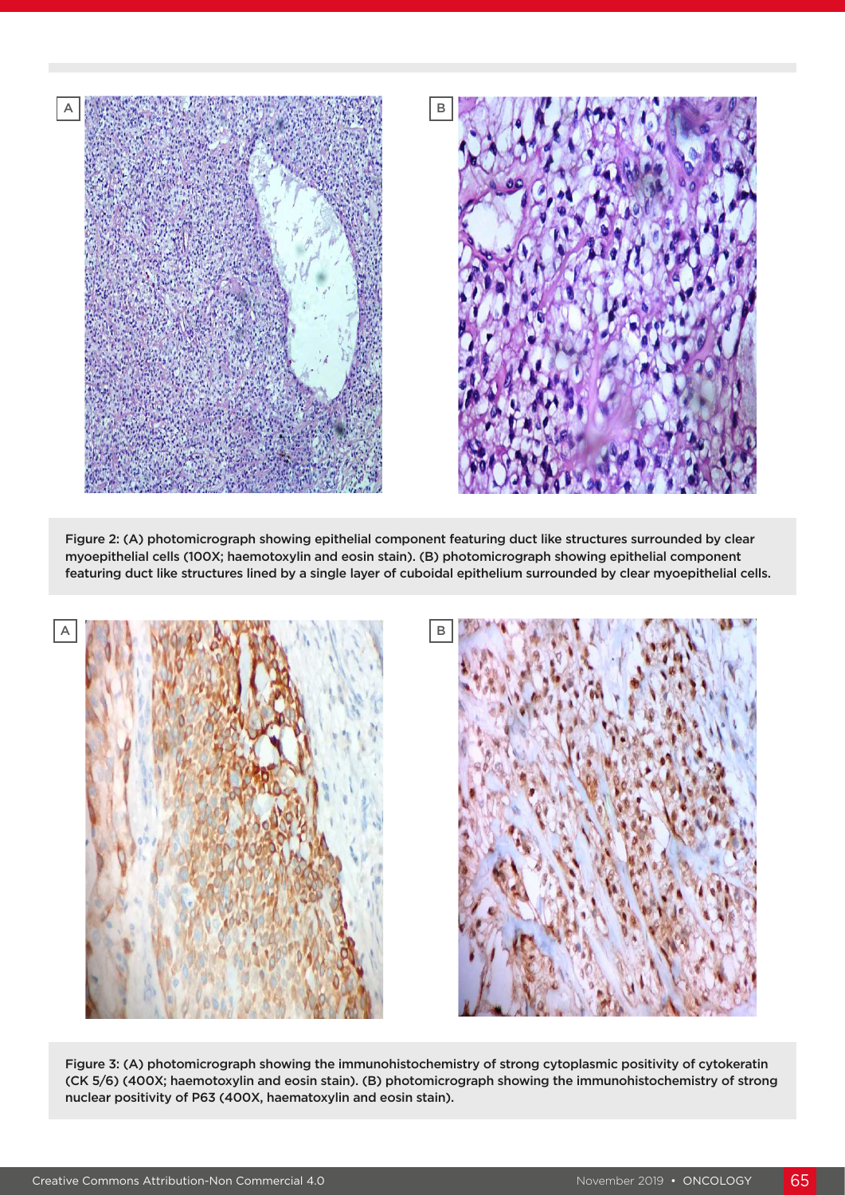Figure 2: (A) photomicrograph showing epithelial component featuring duct like structures surrounded by clear myoepithelial cells (100X; haemotoxylin and eosin stain). (B) photomicrograph showing epithelial component featuring duct like structures lined by a single layer of cuboidal epithelium surrounded by clear myoepithelial cells.

Figure 3: (A) photomicrograph showing the immunohistochemistry of strong cytoplasmic positivity of cytokeratin (CK 5/6) (400X; haemotoxylin and eosin stain). (B) photomicrograph showing the immunohistochemistry of strong nuclear positivity of P63 (400X, haematoxylin and eosin stain).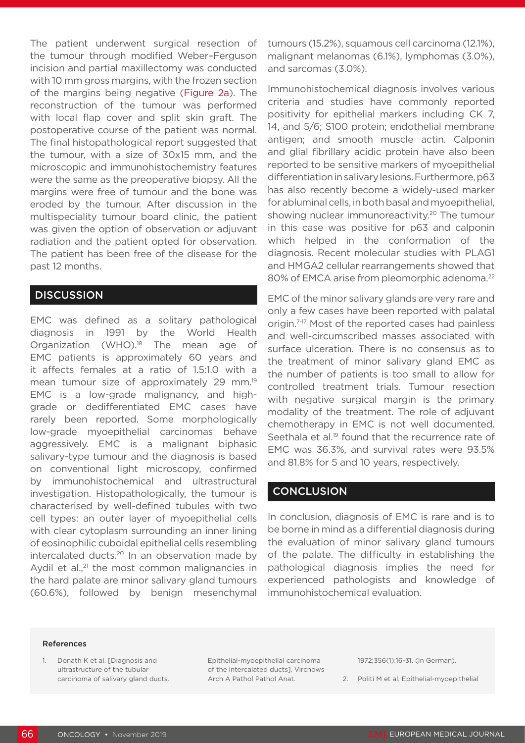The patient underwent surgical resection of the tumour through modified Weber–Ferguson incision and partial maxillectomy was conducted with 10 mm gross margins, with the frozen section of the margins being negative (Figure 2a). The reconstruction of the tumour was performed with local flap cover and split skin graft. The postoperative course of the patient was normal. The final histopathological report suggested that the tumour, with a size of 30x15 mm, and the microscopic and immunohistochemistry features were the same as the preoperative biopsy. All the margins were free of tumour and the bone was eroded by the tumour. After discussion in the multispeciality tumour board clinic, the patient was given the option of observation or adjuvant radiation and the patient opted for observation. The patient has been free of the disease for the past 12 months.

## DISCUSSION

EMC was defined as a solitary pathological diagnosis in 1991 by the World Health Organization (WHO).[18] The mean age of EMC patients is approximately 60 years and it affects females at a ratio of 1.5:1.0 with a mean tumour size of approximately 29 mm.[19] EMC is a low-grade malignancy, and high-grade or dedifferentiated EMC cases have rarely been reported. Some morphologically low-grade myoepithelial carcinomas behave aggressively. EMC is a malignant biphasic salivary-type tumour and the diagnosis is based on conventional light microscopy, confirmed by immunohistochemical and ultrastructural investigation. Histopathologically, the tumour is characterised by well-defined tubules with two cell types: an outer layer of myoepithelial cells with clear cytoplasm surrounding an inner lining of eosinophilic cuboidal epithelial cells resembling intercalated ducts.[20] In an observation made by Aydil et al.,[21] the most common malignancies in the hard palate are minor salivary gland tumours (60.6%), followed by benign mesenchymal tumours (15.2%), squamous cell carcinoma (12.1%), malignant melanomas (6.1%), lymphomas (3.0%), and sarcomas (3.0%).

Immunohistochemical diagnosis involves various criteria and studies have commonly reported positivity for epithelial markers including CK 7, 14, and 5/6; S100 protein; endothelial membrane antigen; and smooth muscle actin. Calponin and glial fibrillary acidic protein have also been reported to be sensitive markers of myoepithelial differentiation in salivary lesions. Furthermore, p63 has also recently become a widely-used marker for abluminal cells, in both basal and myoepithelial, showing nuclear immunoreactivity.[20] The tumour in this case was positive for p63 and calponin which helped in the conformation of the diagnosis. Recent molecular studies with PLAG1 and HMGA2 cellular rearrangements showed that 80% of EMCA arise from pleomorphic adenoma.[22]

EMC of the minor salivary glands are very rare and only a few cases have been reported with palatal origin.[7-17] Most of the reported cases had painless and well-circumscribed masses associated with surface ulceration. There is no consensus as to the treatment of minor salivary gland EMC as the number of patients is too small to allow for controlled treatment trials. Tumour resection with negative surgical margin is the primary modality of the treatment. The role of adjuvant chemotherapy in EMC is not well documented. Seethala et al.[19] found that the recurrence rate of EMC was 36.3%, and survival rates were 93.5% and 81.8% for 5 and 10 years, respectively.

## CONCLUSION

In conclusion, diagnosis of EMC is rare and is to be borne in mind as a differential diagnosis during the evaluation of minor salivary gland tumours of the palate. The difficulty in establishing the pathological diagnosis implies the need for experienced pathologists and knowledge of immunohistochemical evaluation.

### References

1. Donath K et al. [Diagnosis and ultrastructure of the tubular carcinoma of salivary gland ducts. Epithelial-myoepithelial carcinoma of the intercalated ducts]. Virchows Arch A Pathol Pathol Anat. 1972;356(1):16-31. (In German).
2. Politi M et al. Epithelial-myoepithelial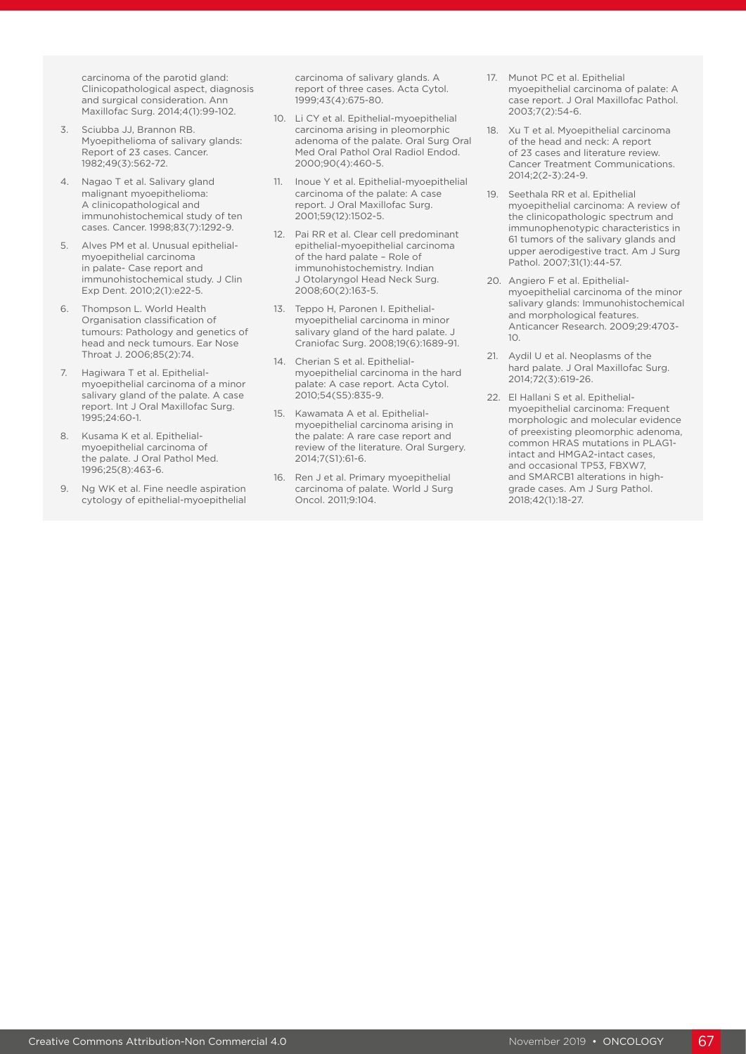carcinoma of the parotid gland: Clinicopathological aspect, diagnosis and surgical consideration. Ann Maxillofac Surg. 2014;4(1):99-102.

3. Sciubba JJ, Brannon RB. Myoepithelioma of salivary glands: Report of 23 cases. Cancer. 1982;49(3):562-72.
4. Nagao T et al. Salivary gland malignant myoepithelioma: A clinicopathological and immunohistochemical study of ten cases. Cancer. 1998;83(7):1292-9.
5. Alves PM et al. Unusual epithelial-myoepithelial carcinoma in palate- Case report and immunohistochemical study. J Clin Exp Dent. 2010;2(1):e22-5.
6. Thompson L. World Health Organisation classification of tumours: Pathology and genetics of head and neck tumours. Ear Nose Throat J. 2006;85(2):74.
7. Hagiwara T et al. Epithelial-myoepithelial carcinoma of a minor salivary gland of the palate. A case report. Int J Oral Maxillofac Surg. 1995;24:60-1.
8. Kusama K et al. Epithelial-myoepithelial carcinoma of the palate. J Oral Pathol Med. 1996;25(8):463-6.
9. Ng WK et al. Fine needle aspiration cytology of epithelial-myoepithelial carcinoma of salivary glands. A report of three cases. Acta Cytol. 1999;43(4):675-80.
10. Li CY et al. Epithelial-myoepithelial carcinoma arising in pleomorphic adenoma of the palate. Oral Surg Oral Med Oral Pathol Oral Radiol Endod. 2000;90(4):460-5.
11. Inoue Y et al. Epithelial-myoepithelial carcinoma of the palate: A case report. J Oral Maxillofac Surg. 2001;59(12):1502-5.
12. Pai RR et al. Clear cell predominant epithelial-myoepithelial carcinoma of the hard palate – Role of immunohistochemistry. Indian J Otolaryngol Head Neck Surg. 2008;60(2):163-5.
13. Teppo H, Paronen I. Epithelial-myoepithelial carcinoma in minor salivary gland of the hard palate. J Craniofac Surg. 2008;19(6):1689-91.
14. Cherian S et al. Epithelial-myoepithelial carcinoma in the hard palate: A case report. Acta Cytol. 2010;54(S5):835-9.
15. Kawamata A et al. Epithelial-myoepithelial carcinoma arising in the palate: A rare case report and review of the literature. Oral Surgery. 2014;7(S1):61-6.
16. Ren J et al. Primary myoepithelial carcinoma of palate. World J Surg Oncol. 2011;9:104.
17. Munot PC et al. Epithelial myoepithelial carcinoma of palate: A case report. J Oral Maxillofac Pathol. 2003;7(2):54-6.
18. Xu T et al. Myoepithelial carcinoma of the head and neck: A report of 23 cases and literature review. Cancer Treatment Communications. 2014;2(2-3):24-9.
19. Seethala RR et al. Epithelial myoepithelial carcinoma: A review of the clinicopathologic spectrum and immunophenotypic characteristics in 61 tumors of the salivary glands and upper aerodigestive tract. Am J Surg Pathol. 2007;31(1):44-57.
20. Angiero F et al. Epithelial-myoepithelial carcinoma of the minor salivary glands: Immunohistochemical and morphological features. Anticancer Research. 2009;29:4703-10.
21. Aydil U et al. Neoplasms of the hard palate. J Oral Maxillofac Surg. 2014;72(3):619-26.
22. El Hallani S et al. Epithelial-myoepithelial carcinoma: Frequent morphologic and molecular evidence of preexisting pleomorphic adenoma, common HRAS mutations in PLAG1-intact and HMGA2-intact cases, and occasional TP53, FBXW7, and SMARCB1 alterations in high-grade cases. Am J Surg Pathol. 2018;42(1):18-27.